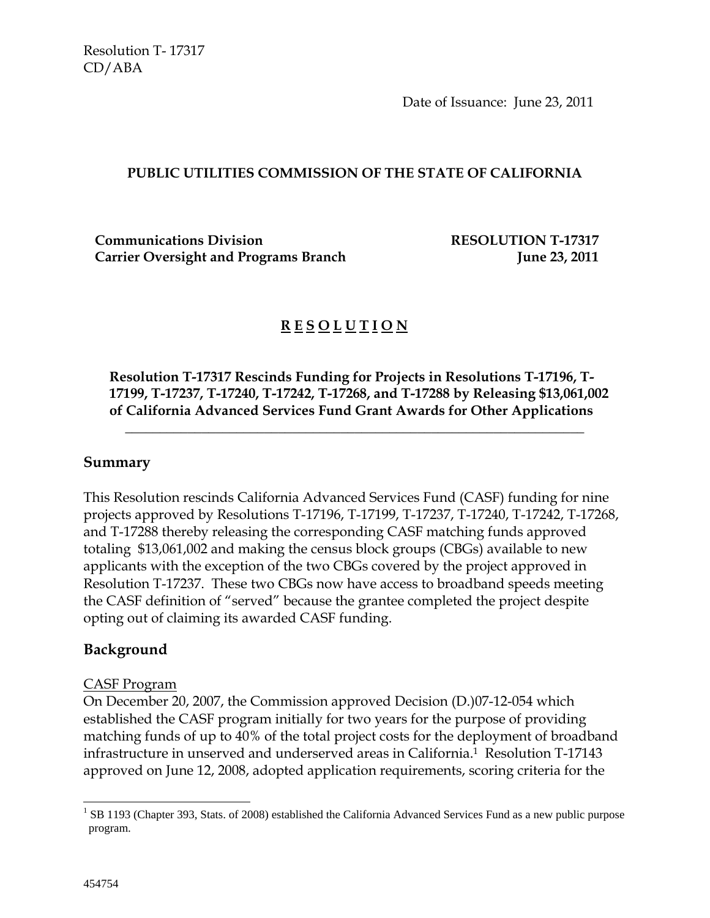Resolution T- 17317
CD/ABA

Date of Issuance: June 23, 2011

**PUBLIC UTILITIES COMMISSION OF THE STATE OF CALIFORNIA**

**Communications Division** **RESOLUTION T-17317**
**Carrier Oversight and Programs Branch** **June 23, 2011**

# R E S O L U T I O N

**Resolution T-17317 Rescinds Funding for Projects in Resolutions T-17196, T-17199, T-17237, T-17240, T-17242, T-17268, and T-17288 by Releasing $13,061,002 of California Advanced Services Fund Grant Awards for Other Applications**

## Summary

This Resolution rescinds California Advanced Services Fund (CASF) funding for nine projects approved by Resolutions T-17196, T-17199, T-17237, T-17240, T-17242, T-17268, and T-17288 thereby releasing the corresponding CASF matching funds approved totaling $13,061,002 and making the census block groups (CBGs) available to new applicants with the exception of the two CBGs covered by the project approved in Resolution T-17237. These two CBGs now have access to broadband speeds meeting the CASF definition of "served" because the grantee completed the project despite opting out of claiming its awarded CASF funding.

## Background

CASF Program
On December 20, 2007, the Commission approved Decision (D.)07-12-054 which established the CASF program initially for two years for the purpose of providing matching funds of up to 40% of the total project costs for the deployment of broadband infrastructure in unserved and underserved areas in California.[1] Resolution T-17143 approved on June 12, 2008, adopted application requirements, scoring criteria for the

[1] SB 1193 (Chapter 393, Stats. of 2008) established the California Advanced Services Fund as a new public purpose program.

454754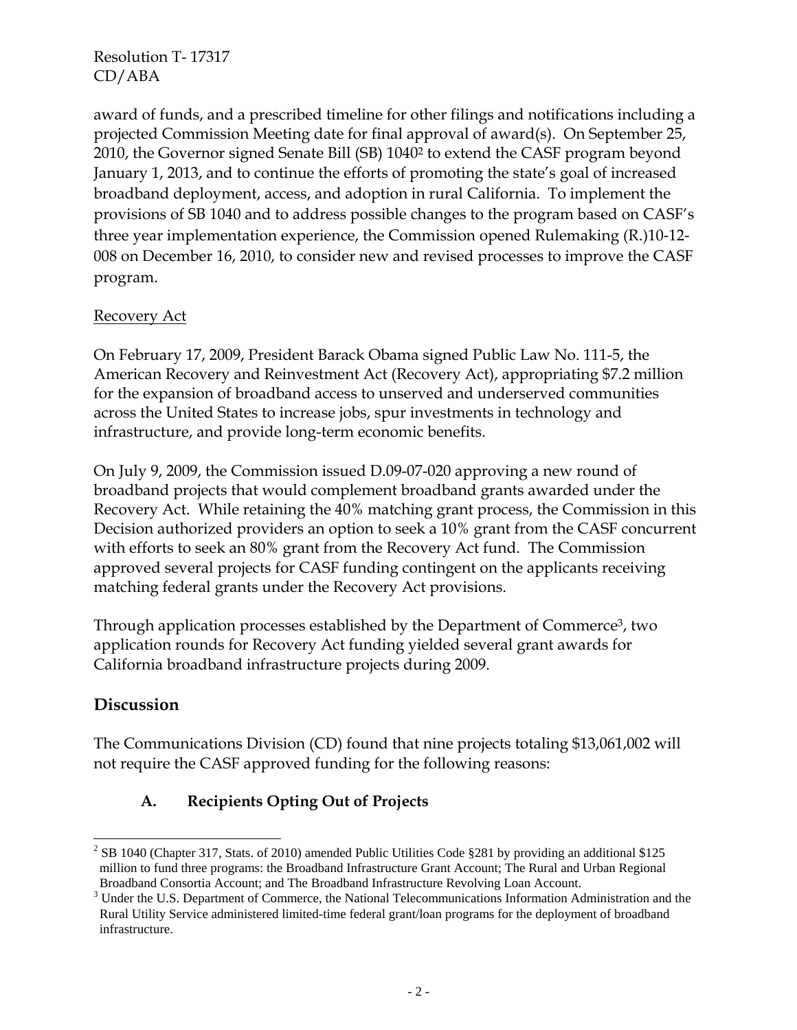award of funds, and a prescribed timeline for other filings and notifications including a projected Commission Meeting date for final approval of award(s). On September 25, 2010, the Governor signed Senate Bill (SB) 1040[2] to extend the CASF program beyond January 1, 2013, and to continue the efforts of promoting the state's goal of increased broadband deployment, access, and adoption in rural California. To implement the provisions of SB 1040 and to address possible changes to the program based on CASF's three year implementation experience, the Commission opened Rulemaking (R.)10-12-008 on December 16, 2010, to consider new and revised processes to improve the CASF program.

Recovery Act

On February 17, 2009, President Barack Obama signed Public Law No. 111-5, the American Recovery and Reinvestment Act (Recovery Act), appropriating $7.2 million for the expansion of broadband access to unserved and underserved communities across the United States to increase jobs, spur investments in technology and infrastructure, and provide long-term economic benefits.

On July 9, 2009, the Commission issued D.09-07-020 approving a new round of broadband projects that would complement broadband grants awarded under the Recovery Act. While retaining the 40% matching grant process, the Commission in this Decision authorized providers an option to seek a 10% grant from the CASF concurrent with efforts to seek an 80% grant from the Recovery Act fund. The Commission approved several projects for CASF funding contingent on the applicants receiving matching federal grants under the Recovery Act provisions.

Through application processes established by the Department of Commerce[3], two application rounds for Recovery Act funding yielded several grant awards for California broadband infrastructure projects during 2009.

## Discussion

The Communications Division (CD) found that nine projects totaling $13,061,002 will not require the CASF approved funding for the following reasons:

### A. Recipients Opting Out of Projects

---

[2] SB 1040 (Chapter 317, Stats. of 2010) amended Public Utilities Code §281 by providing an additional $125 million to fund three programs: the Broadband Infrastructure Grant Account; The Rural and Urban Regional Broadband Consortia Account; and The Broadband Infrastructure Revolving Loan Account.

[3] Under the U.S. Department of Commerce, the National Telecommunications Information Administration and the Rural Utility Service administered limited-time federal grant/loan programs for the deployment of broadband infrastructure.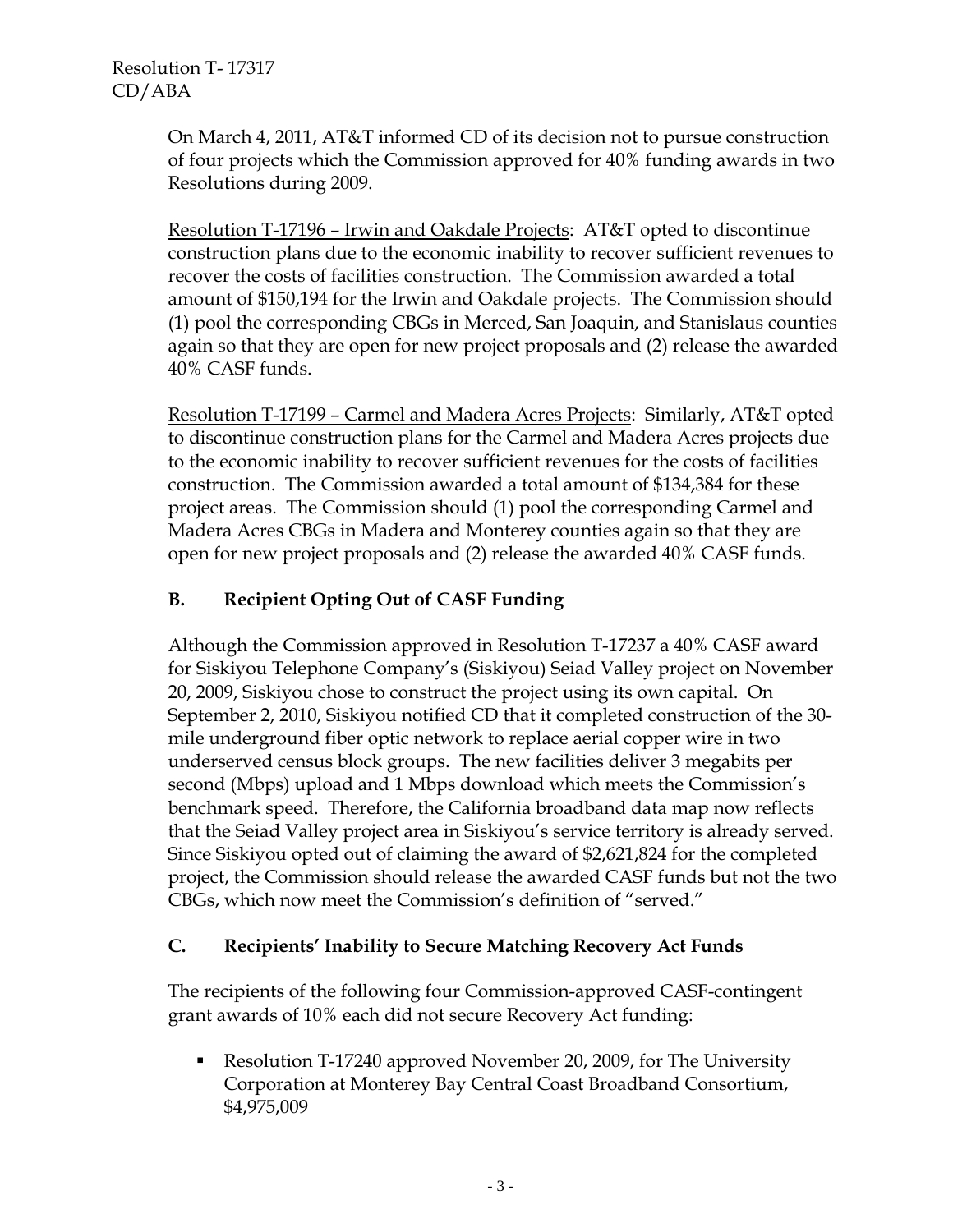On March 4, 2011, AT&T informed CD of its decision not to pursue construction of four projects which the Commission approved for 40% funding awards in two Resolutions during 2009.

Resolution T-17196 – Irwin and Oakdale Projects: AT&T opted to discontinue construction plans due to the economic inability to recover sufficient revenues to recover the costs of facilities construction. The Commission awarded a total amount of $150,194 for the Irwin and Oakdale projects. The Commission should (1) pool the corresponding CBGs in Merced, San Joaquin, and Stanislaus counties again so that they are open for new project proposals and (2) release the awarded 40% CASF funds.

Resolution T-17199 – Carmel and Madera Acres Projects: Similarly, AT&T opted to discontinue construction plans for the Carmel and Madera Acres projects due to the economic inability to recover sufficient revenues for the costs of facilities construction. The Commission awarded a total amount of $134,384 for these project areas. The Commission should (1) pool the corresponding Carmel and Madera Acres CBGs in Madera and Monterey counties again so that they are open for new project proposals and (2) release the awarded 40% CASF funds.

## B. Recipient Opting Out of CASF Funding

Although the Commission approved in Resolution T-17237 a 40% CASF award for Siskiyou Telephone Company's (Siskiyou) Seiad Valley project on November 20, 2009, Siskiyou chose to construct the project using its own capital. On September 2, 2010, Siskiyou notified CD that it completed construction of the 30-mile underground fiber optic network to replace aerial copper wire in two underserved census block groups. The new facilities deliver 3 megabits per second (Mbps) upload and 1 Mbps download which meets the Commission's benchmark speed. Therefore, the California broadband data map now reflects that the Seiad Valley project area in Siskiyou's service territory is already served. Since Siskiyou opted out of claiming the award of $2,621,824 for the completed project, the Commission should release the awarded CASF funds but not the two CBGs, which now meet the Commission's definition of "served."

## C. Recipients' Inability to Secure Matching Recovery Act Funds

The recipients of the following four Commission-approved CASF-contingent grant awards of 10% each did not secure Recovery Act funding:

- Resolution T-17240 approved November 20, 2009, for The University Corporation at Monterey Bay Central Coast Broadband Consortium, $4,975,009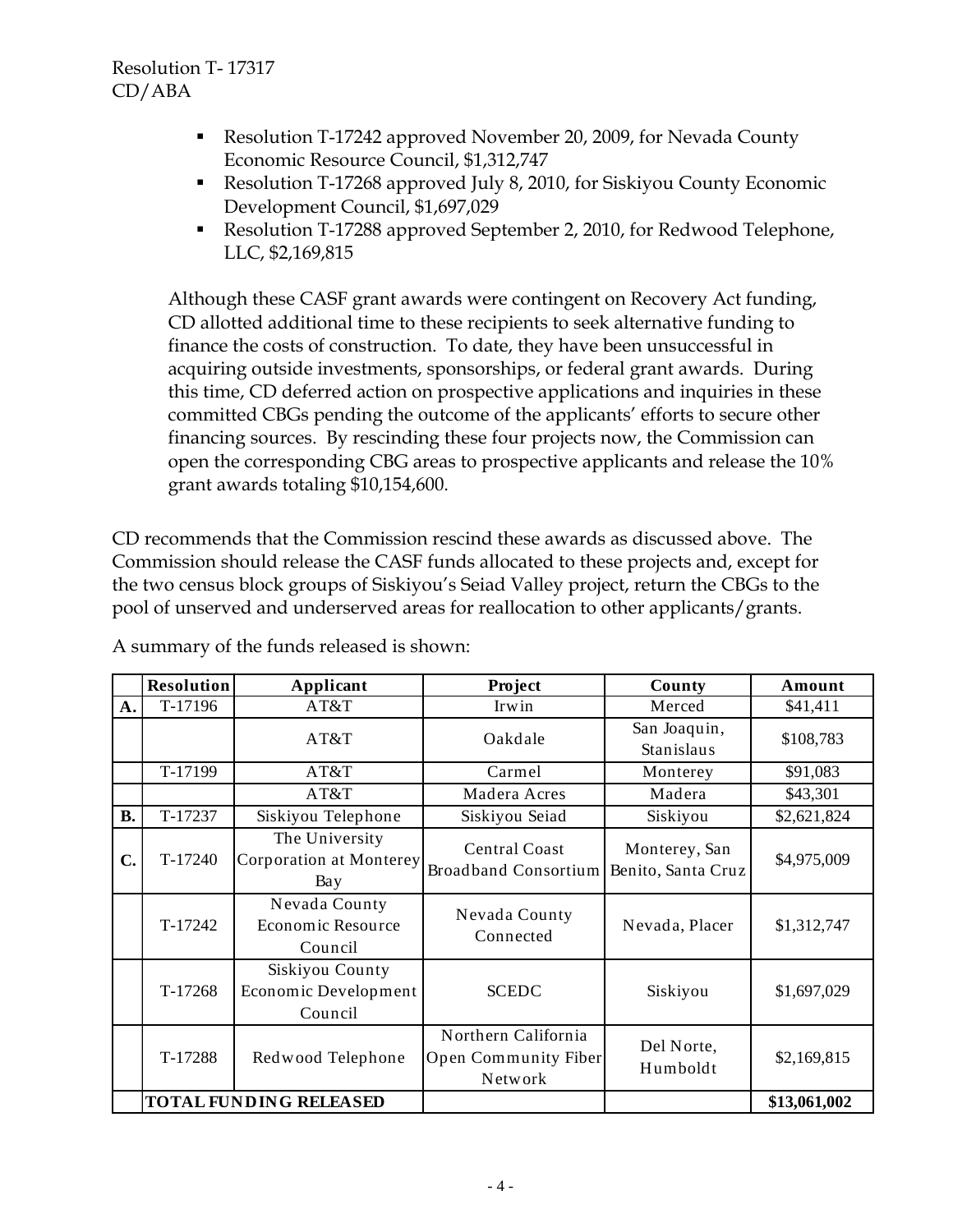- Resolution T-17242 approved November 20, 2009, for Nevada County Economic Resource Council, $1,312,747
- Resolution T-17268 approved July 8, 2010, for Siskiyou County Economic Development Council, $1,697,029
- Resolution T-17288 approved September 2, 2010, for Redwood Telephone, LLC, $2,169,815

Although these CASF grant awards were contingent on Recovery Act funding, CD allotted additional time to these recipients to seek alternative funding to finance the costs of construction. To date, they have been unsuccessful in acquiring outside investments, sponsorships, or federal grant awards. During this time, CD deferred action on prospective applications and inquiries in these committed CBGs pending the outcome of the applicants' efforts to secure other financing sources. By rescinding these four projects now, the Commission can open the corresponding CBG areas to prospective applicants and release the 10% grant awards totaling $10,154,600.

CD recommends that the Commission rescind these awards as discussed above. The Commission should release the CASF funds allocated to these projects and, except for the two census block groups of Siskiyou's Seiad Valley project, return the CBGs to the pool of unserved and underserved areas for reallocation to other applicants/grants.

A summary of the funds released is shown:

| | Resolution | Applicant | Project | County | Amount |
|---|---|---|---|---|---|
| A. | T-17196 | AT&T | Irwin | Merced | $41,411 |
| | | AT&T | Oakdale | San Joaquin, Stanislaus | $108,783 |
| | T-17199 | AT&T | Carmel | Monterey | $91,083 |
| | | AT&T | Madera Acres | Madera | $43,301 |
| B. | T-17237 | Siskiyou Telephone | Siskiyou Seiad | Siskiyou | $2,621,824 |
| C. | T-17240 | The University Corporation at Monterey Bay | Central Coast Broadband Consortium | Monterey, San Benito, Santa Cruz | $4,975,009 |
| | T-17242 | Nevada County Economic Resource Council | Nevada County Connected | Nevada, Placer | $1,312,747 |
| | T-17268 | Siskiyou County Economic Development Council | SCEDC | Siskiyou | $1,697,029 |
| | T-17288 | Redwood Telephone | Northern California Open Community Fiber Network | Del Norte, Humboldt | $2,169,815 |
| | **TOTAL FUNDING RELEASED** | | | | **$13,061,002** |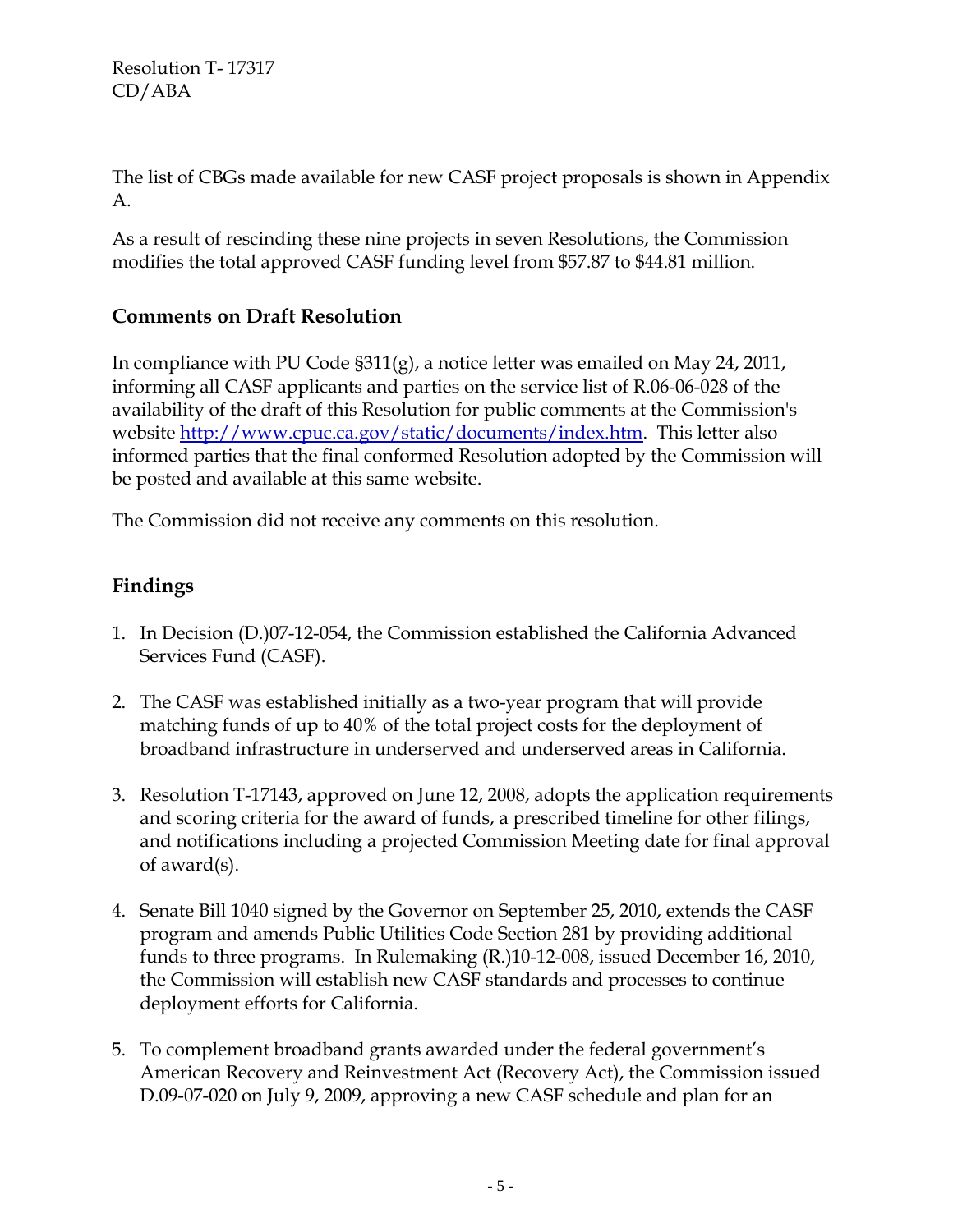The list of CBGs made available for new CASF project proposals is shown in Appendix A.

As a result of rescinding these nine projects in seven Resolutions, the Commission modifies the total approved CASF funding level from $57.87 to $44.81 million.

## Comments on Draft Resolution

In compliance with PU Code §311(g), a notice letter was emailed on May 24, 2011, informing all CASF applicants and parties on the service list of R.06-06-028 of the availability of the draft of this Resolution for public comments at the Commission's website http://www.cpuc.ca.gov/static/documents/index.htm. This letter also informed parties that the final conformed Resolution adopted by the Commission will be posted and available at this same website.

The Commission did not receive any comments on this resolution.

## Findings

1. In Decision (D.)07-12-054, the Commission established the California Advanced Services Fund (CASF).

2. The CASF was established initially as a two-year program that will provide matching funds of up to 40% of the total project costs for the deployment of broadband infrastructure in underserved and underserved areas in California.

3. Resolution T-17143, approved on June 12, 2008, adopts the application requirements and scoring criteria for the award of funds, a prescribed timeline for other filings, and notifications including a projected Commission Meeting date for final approval of award(s).

4. Senate Bill 1040 signed by the Governor on September 25, 2010, extends the CASF program and amends Public Utilities Code Section 281 by providing additional funds to three programs. In Rulemaking (R.)10-12-008, issued December 16, 2010, the Commission will establish new CASF standards and processes to continue deployment efforts for California.

5. To complement broadband grants awarded under the federal government's American Recovery and Reinvestment Act (Recovery Act), the Commission issued D.09-07-020 on July 9, 2009, approving a new CASF schedule and plan for an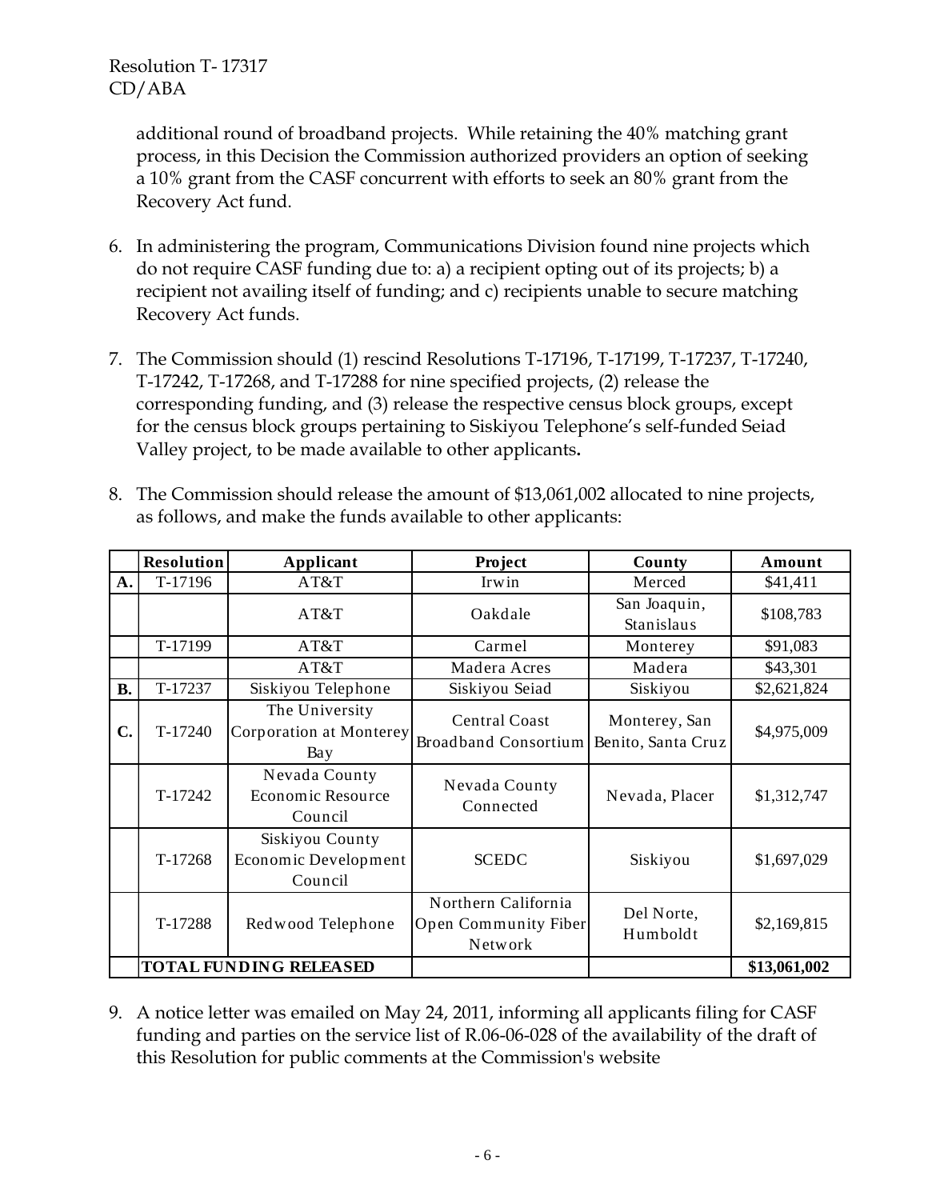additional round of broadband projects. While retaining the 40% matching grant process, in this Decision the Commission authorized providers an option of seeking a 10% grant from the CASF concurrent with efforts to seek an 80% grant from the Recovery Act fund.

6. In administering the program, Communications Division found nine projects which do not require CASF funding due to: a) a recipient opting out of its projects; b) a recipient not availing itself of funding; and c) recipients unable to secure matching Recovery Act funds.

7. The Commission should (1) rescind Resolutions T-17196, T-17199, T-17237, T-17240, T-17242, T-17268, and T-17288 for nine specified projects, (2) release the corresponding funding, and (3) release the respective census block groups, except for the census block groups pertaining to Siskiyou Telephone's self-funded Seiad Valley project, to be made available to other applicants**.**

8. The Commission should release the amount of $13,061,002 allocated to nine projects, as follows, and make the funds available to other applicants:

| | Resolution | Applicant | Project | County | Amount |
|---|---|---|---|---|---|
| **A.** | T-17196 | AT&T | Irwin | Merced | $41,411 |
| | | AT&T | Oakdale | San Joaquin, Stanislaus | $108,783 |
| | T-17199 | AT&T | Carmel | Monterey | $91,083 |
| | | AT&T | Madera Acres | Madera | $43,301 |
| **B.** | T-17237 | Siskiyou Telephone | Siskiyou Seiad | Siskiyou | $2,621,824 |
| **C.** | T-17240 | The University Corporation at Monterey Bay | Central Coast Broadband Consortium | Monterey, San Benito, Santa Cruz | $4,975,009 |
| | T-17242 | Nevada County Economic Resource Council | Nevada County Connected | Nevada, Placer | $1,312,747 |
| | T-17268 | Siskiyou County Economic Development Council | SCEDC | Siskiyou | $1,697,029 |
| | T-17288 | Redwood Telephone | Northern California Open Community Fiber Network | Del Norte, Humboldt | $2,169,815 |
| | **TOTAL FUNDING RELEASED** | | | | **$13,061,002** |

9. A notice letter was emailed on May 24, 2011, informing all applicants filing for CASF funding and parties on the service list of R.06-06-028 of the availability of the draft of this Resolution for public comments at the Commission's website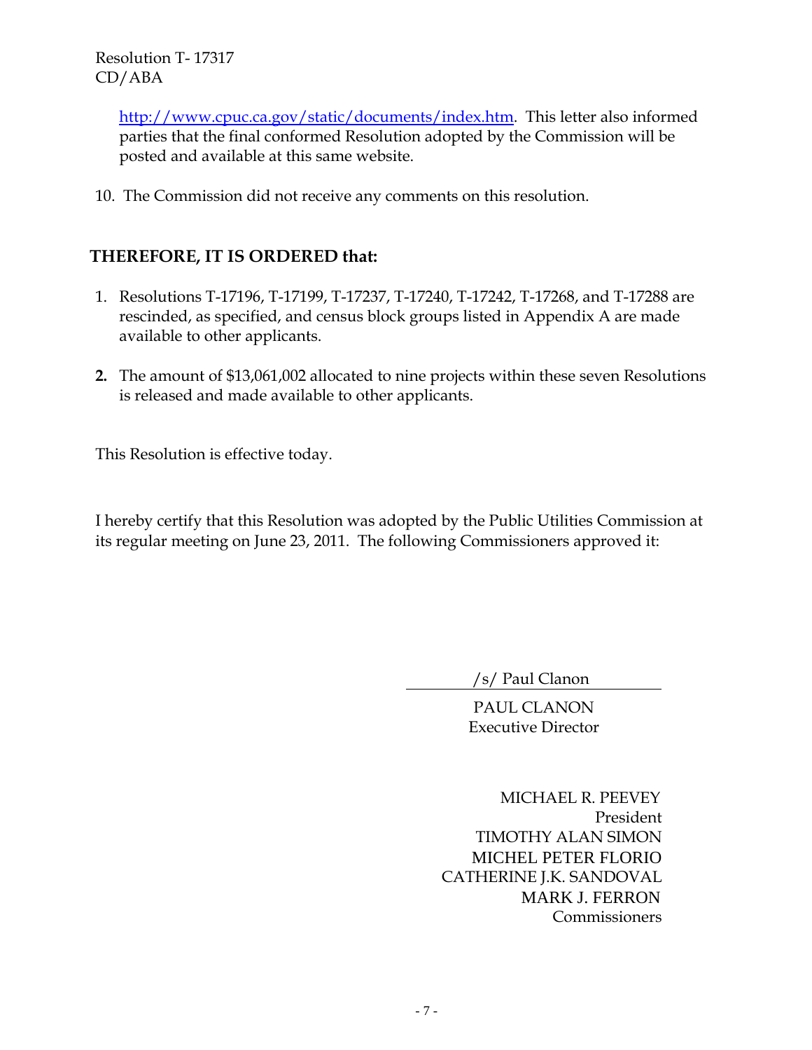http://www.cpuc.ca.gov/static/documents/index.htm. This letter also informed parties that the final conformed Resolution adopted by the Commission will be posted and available at this same website.

10. The Commission did not receive any comments on this resolution.

## THEREFORE, IT IS ORDERED that:

1. Resolutions T-17196, T-17199, T-17237, T-17240, T-17242, T-17268, and T-17288 are rescinded, as specified, and census block groups listed in Appendix A are made available to other applicants.

2. The amount of $13,061,002 allocated to nine projects within these seven Resolutions is released and made available to other applicants.

This Resolution is effective today.

I hereby certify that this Resolution was adopted by the Public Utilities Commission at its regular meeting on June 23, 2011. The following Commissioners approved it:

/s/ Paul Clanon

PAUL CLANON
Executive Director

MICHAEL R. PEEVEY
President
TIMOTHY ALAN SIMON
MICHEL PETER FLORIO
CATHERINE J.K. SANDOVAL
MARK J. FERRON
Commissioners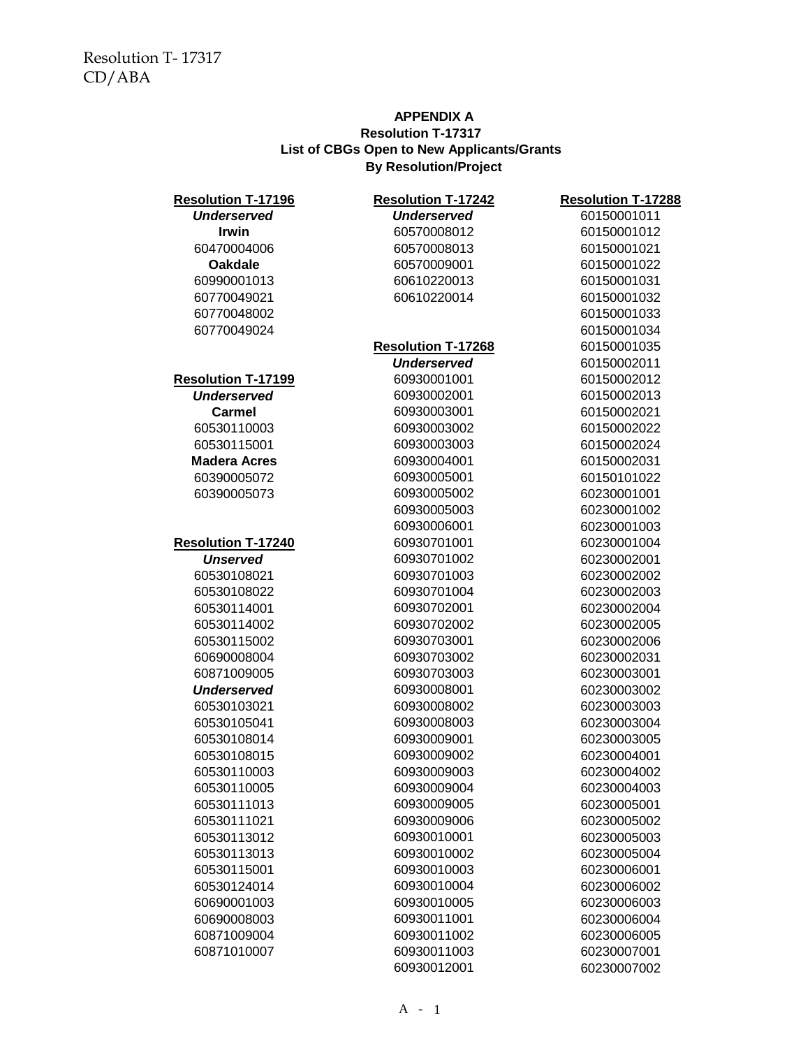**APPENDIX A**
**Resolution T-17317**
**List of CBGs Open to New Applicants/Grants**
**By Resolution/Project**

**Resolution T-17196**

***Underserved***

**Irwin**

60470004006

**Oakdale**

60990001013
60770049021
60770048002
60770049024

**Resolution T-17199**

***Underserved***

**Carmel**

60530110003
60530115001

**Madera Acres**

60390005072
60390005073

**Resolution T-17240**

***Unserved***

60530108021
60530108022
60530114001
60530114002
60530115002
60690008004
60871009005

***Underserved***

60530103021
60530105041
60530108014
60530108015
60530110003
60530110005
60530111013
60530111021
60530113012
60530113013
60530115001
60530124014
60690001003
60690008003
60871009004
60871010007

**Resolution T-17242**

***Underserved***

60570008012
60570008013
60570009001
60610220013
60610220014

**Resolution T-17268**

***Underserved***

60930001001
60930002001
60930003001
60930003002
60930003003
60930004001
60930005001
60930005002
60930005003
60930006001
60930701001
60930701002
60930701003
60930701004
60930702001
60930702002
60930703001
60930703002
60930703003
60930008001
60930008002
60930008003
60930009001
60930009002
60930009003
60930009004
60930009005
60930009006
60930010001
60930010002
60930010003
60930010004
60930010005
60930011001
60930011002
60930011003
60930012001

**Resolution T-17288**

60150001011
60150001012
60150001021
60150001022
60150001031
60150001032
60150001033
60150001034
60150001035
60150002011
60150002012
60150002013
60150002021
60150002022
60150002024
60150002031
60150101022
60230001001
60230001002
60230001003
60230001004
60230002001
60230002002
60230002003
60230002004
60230002005
60230002006
60230002031
60230003001
60230003002
60230003003
60230003004
60230003005
60230004001
60230004002
60230004003
60230005001
60230005002
60230005003
60230005004
60230006001
60230006002
60230006003
60230006004
60230006005
60230007001
60230007002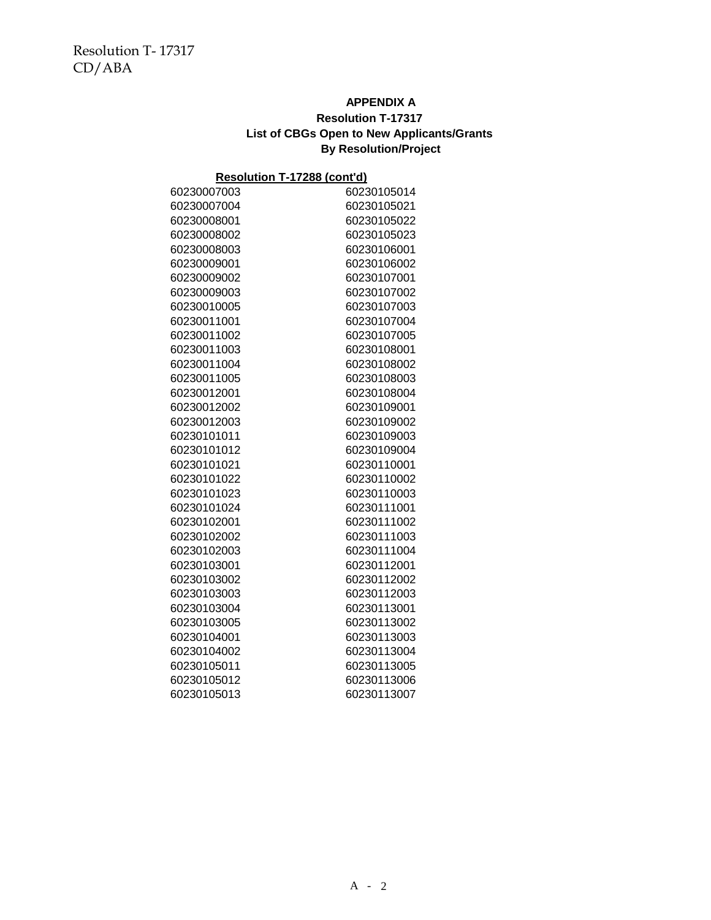**APPENDIX A**

**Resolution T-17317**

**List of CBGs Open to New Applicants/Grants**

**By Resolution/Project**

**Resolution T-17288 (cont'd)**

| | |
|---|---|
| 60230007003 | 60230105014 |
| 60230007004 | 60230105021 |
| 60230008001 | 60230105022 |
| 60230008002 | 60230105023 |
| 60230008003 | 60230106001 |
| 60230009001 | 60230106002 |
| 60230009002 | 60230107001 |
| 60230009003 | 60230107002 |
| 60230010005 | 60230107003 |
| 60230011001 | 60230107004 |
| 60230011002 | 60230107005 |
| 60230011003 | 60230108001 |
| 60230011004 | 60230108002 |
| 60230011005 | 60230108003 |
| 60230012001 | 60230108004 |
| 60230012002 | 60230109001 |
| 60230012003 | 60230109002 |
| 60230101011 | 60230109003 |
| 60230101012 | 60230109004 |
| 60230101021 | 60230110001 |
| 60230101022 | 60230110002 |
| 60230101023 | 60230110003 |
| 60230101024 | 60230111001 |
| 60230102001 | 60230111002 |
| 60230102002 | 60230111003 |
| 60230102003 | 60230111004 |
| 60230103001 | 60230112001 |
| 60230103002 | 60230112002 |
| 60230103003 | 60230112003 |
| 60230103004 | 60230113001 |
| 60230103005 | 60230113002 |
| 60230104001 | 60230113003 |
| 60230104002 | 60230113004 |
| 60230105011 | 60230113005 |
| 60230105012 | 60230113006 |
| 60230105013 | 60230113007 |